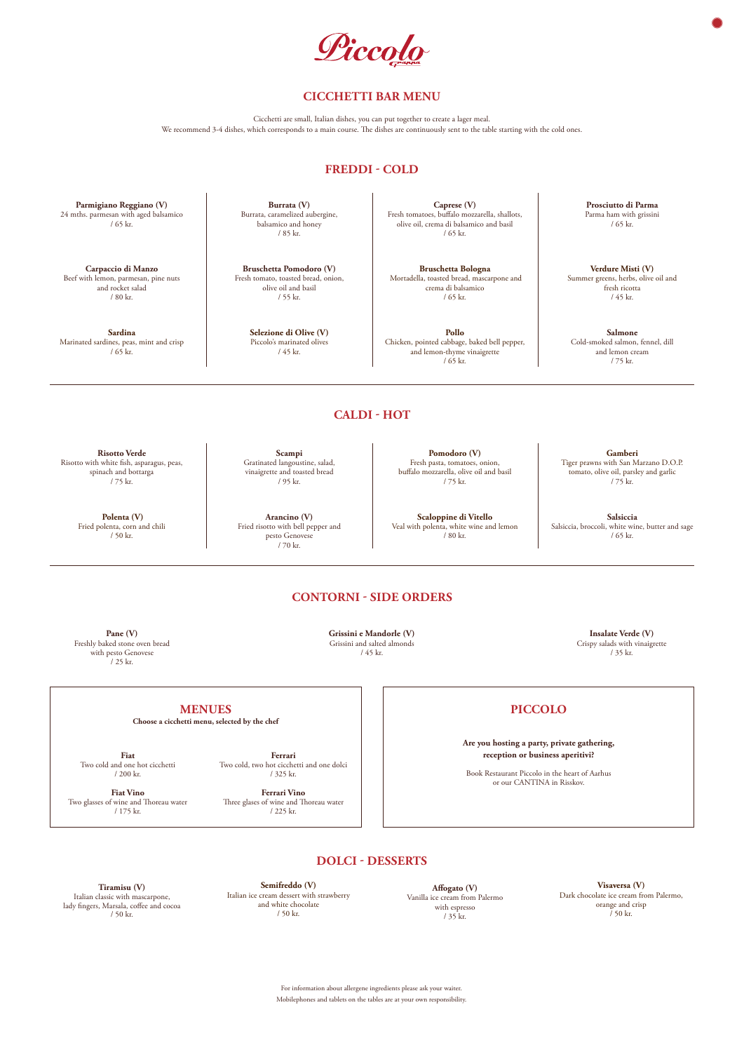# Piccolo

## CICCHETTI BAR MENU

Cicchetti are small, Italian dishes, you can put together to create a lager meal.
We recommend 3-4 dishes, which corresponds to a main course. The dishes are continuously sent to the table starting with the cold ones.

## FREDDI - COLD

**Parmigiano Reggiano (V)**
24 mths. parmesan with aged balsamico
/ 65 kr.

**Carpaccio di Manzo**
Beef with lemon, parmesan, pine nuts and rocket salad
/ 80 kr.

**Sardina**
Marinated sardines, peas, mint and crisp
/ 65 kr.

**Burrata (V)**
Burrata, caramelized aubergine, balsamico and honey
/ 85 kr.

**Bruschetta Pomodoro (V)**
Fresh tomato, toasted bread, onion, olive oil and basil
/ 55 kr.

**Selezione di Olive (V)**
Piccolo's marinated olives
/ 45 kr.

**Caprese (V)**
Fresh tomatoes, buffalo mozzarella, shallots, olive oil, crema di balsamico and basil
/ 65 kr.

**Bruschetta Bologna**
Mortadella, toasted bread, mascarpone and crema di balsamico
/ 65 kr.

**Pollo**
Chicken, pointed cabbage, baked bell pepper, and lemon-thyme vinaigrette
/ 65 kr.

**Prosciutto di Parma**
Parma ham with grissini
/ 65 kr.

**Verdure Misti (V)**
Summer greens, herbs, olive oil and fresh ricotta
/ 45 kr.

**Salmone**
Cold-smoked salmon, fennel, dill and lemon cream
/ 75 kr.

## CALDI - HOT

**Risotto Verde**
Risotto with white fish, asparagus, peas, spinach and bottarga
/ 75 kr.

**Polenta (V)**
Fried polenta, corn and chili
/ 50 kr.

**Scampi**
Gratinated langoustine, salad, vinaigrette and toasted bread
/ 95 kr.

**Arancino (V)**
Fried risotto with bell pepper and pesto Genovese
/ 70 kr.

**Pomodoro (V)**
Fresh pasta, tomatoes, onion, buffalo mozzarella, olive oil and basil
/ 75 kr.

**Scaloppine di Vitello**
Veal with polenta, white wine and lemon
/ 80 kr.

**Gamberi**
Tiger prawns with San Marzano D.O.P. tomato, olive oil, parsley and garlic
/ 75 kr.

**Salsiccia**
Salsiccia, broccoli, white wine, butter and sage
/ 65 kr.

## CONTORNI - SIDE ORDERS

**Pane (V)**
Freshly baked stone oven bread with pesto Genovese
/ 25 kr.

**Grissini e Mandorle (V)**
Grissini and salted almonds
/ 45 kr.

**Insalate Verde (V)**
Crispy salads with vinaigrette
/ 35 kr.

## MENUES

**Choose a cicchetti menu, selected by the chef**

**Fiat**
Two cold and one hot cicchetti
/ 200 kr.

**Ferrari**
Two cold, two hot cicchetti and one dolci
/ 325 kr.

**Fiat Vino**
Two glasses of wine and Thoreau water
/ 175 kr.

**Ferrari Vino**
Three glasses of wine and Thoreau water
/ 225 kr.

## PICCOLO

**Are you hosting a party, private gathering, reception or business aperitivi?**

Book Restaurant Piccolo in the heart of Aarhus or our CANTINA in Risskov.

## DOLCI - DESSERTS

**Tiramisu (V)**
Italian classic with mascarpone, lady fingers, Marsala, coffee and cocoa
/ 50 kr.

**Semifreddo (V)**
Italian ice cream dessert with strawberry and white chocolate
/ 50 kr.

**Affogato (V)**
Vanilla ice cream from Palermo with espresso
/ 35 kr.

**Visaversa (V)**
Dark chocolate ice cream from Palermo, orange and crisp
/ 50 kr.

For information about allergene ingredients please ask your waiter.
Mobilephones and tablets on the tables are at your own responsibility.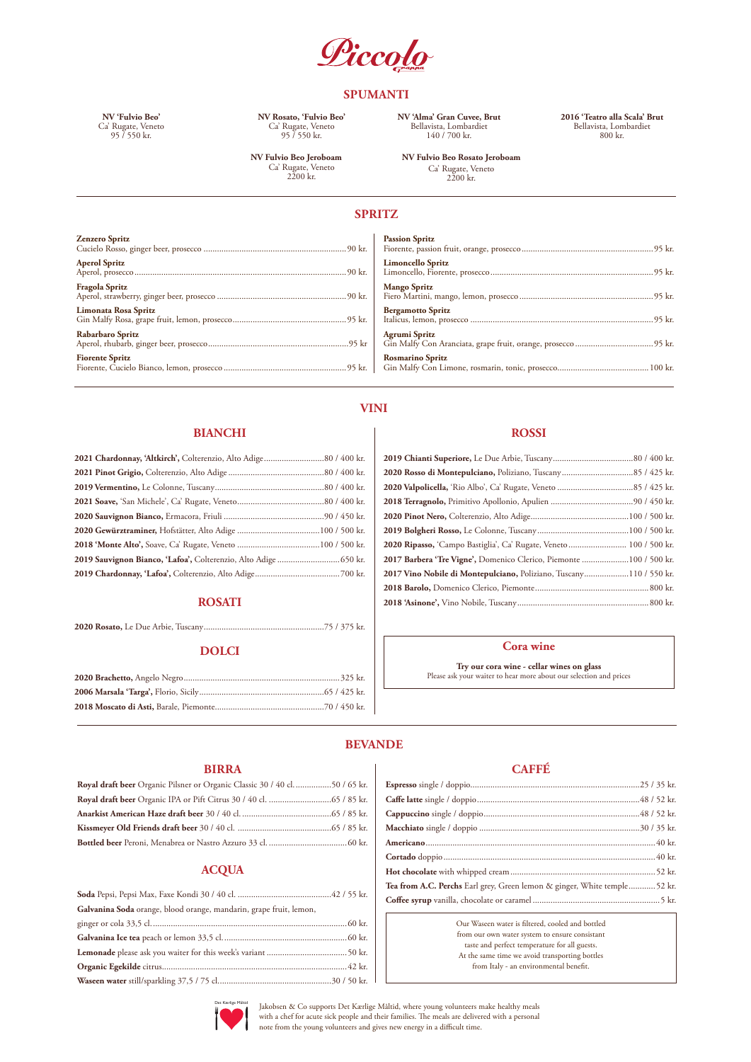# Piccolo

## SPUMANTI

**NV 'Fulvio Beo'**
Ca' Rugate, Veneto
95 / 550 kr.

**NV Rosato, 'Fulvio Beo'**
Ca' Rugate, Veneto
95 / 550 kr.

**NV 'Alma' Gran Cuvee, Brut**
Bellavista, Lombardiet
140 / 700 kr.

**2016 'Teatro alla Scala' Brut**
Bellavista, Lombardiet
800 kr.

**NV Fulvio Beo Jeroboam**
Ca' Rugate, Veneto
2200 kr.

**NV Fulvio Beo Rosato Jeroboam**
Ca' Rugate, Veneto
2200 kr.

## SPRITZ

**Zenzero Spritz**
Cucielo Rosso, ginger beer, prosecco ... 90 kr.

**Aperol Spritz**
Aperol, prosecco ... 90 kr.

**Fragola Spritz**
Aperol, strawberry, ginger beer, prosecco ... 90 kr.

**Limonata Rosa Spritz**
Gin Malfy Rosa, grape fruit, lemon, prosecco ... 95 kr.

**Rabarbaro Spritz**
Aperol, rhubarb, ginger beer, prosecco ... 95 kr

**Fiorente Spritz**
Fiorente, Cucielo Bianco, lemon, prosecco ... 95 kr.

**Passion Spritz**
Fiorente, passion fruit, orange, prosecco ... 95 kr.

**Limoncello Spritz**
Limoncello, Fiorente, prosecco ... 95 kr.

**Mango Spritz**
Fiero Martini, mango, lemon, prosecco ... 95 kr.

**Bergamotto Spritz**
Italicus, lemon, prosecco ... 95 kr.

**Agrumi Spritz**
Gin Malfy Con Aranciata, grape fruit, orange, prosecco ... 95 kr.

**Rosmarino Spritz**
Gin Malfy Con Limone, rosmarin, tonic, prosecco ... 100 kr.

## VINI

### BIANCHI

- **2021 Chardonnay, 'Altkirch',** Colterenzio, Alto Adige ... 80 / 400 kr.
- **2021 Pinot Grigio,** Colterenzio, Alto Adige ... 80 / 400 kr.
- **2019 Vermentino,** Le Colonne, Tuscany ... 80 / 400 kr.
- **2021 Soave,** 'San Michele', Ca' Rugate, Veneto ... 80 / 400 kr.
- **2020 Sauvignon Bianco,** Ermacora, Friuli ... 90 / 450 kr.
- **2020 Gewürztraminer,** Hofstätter, Alto Adige ... 100 / 500 kr.
- **2018 'Monte Alto',** Soave, Ca' Rugate, Veneto ... 100 / 500 kr.
- **2019 Sauvignon Bianco, 'Lafoa',** Colterenzio, Alto Adige ... 650 kr.
- **2019 Chardonnay, 'Lafoa',** Colterenzio, Alto Adige ... 700 kr.

### ROSATI

- **2020 Rosato,** Le Due Arbie, Tuscany ... 75 / 375 kr.

### DOLCI

- **2020 Brachetto,** Angelo Negro ... 325 kr.
- **2006 Marsala 'Targa',** Florio, Sicily ... 65 / 425 kr.
- **2018 Moscato di Asti,** Barale, Piemonte ... 70 / 450 kr.

### ROSSI

- **2019 Chianti Superiore,** Le Due Arbie, Tuscany ... 80 / 400 kr.
- **2020 Rosso di Montepulciano,** Poliziano, Tuscany ... 85 / 425 kr.
- **2020 Valpolicella,** 'Rio Albo', Ca' Rugate, Veneto ... 85 / 425 kr.
- **2018 Terragnolo,** Primitivo Apollonio, Apulien ... 90 / 450 kr.
- **2020 Pinot Nero,** Colterenzio, Alto Adige ... 100 / 500 kr.
- **2019 Bolgheri Rosso,** Le Colonne, Tuscany ... 100 / 500 kr.
- **2020 Ripasso,** 'Campo Bastiglia', Ca' Rugate, Veneto ... 100 / 500 kr.
- **2017 Barbera 'Tre Vigne',** Domenico Clerico, Piemonte ... 100 / 500 kr.
- **2017 Vino Nobile di Montepulciano,** Poliziano, Tuscany ... 110 / 550 kr.
- **2018 Barolo,** Domenico Clerico, Piemonte ... 800 kr.
- **2018 'Asinone',** Vino Nobile, Tuscany ... 800 kr.

### Cora wine

**Try our cora wine - cellar wines on glass**
Please ask your waiter to hear more about our selection and prices

## BEVANDE

### BIRRA

- **Royal draft beer** Organic Pilsner or Organic Classic 30 / 40 cl. ... 50 / 65 kr.
- **Royal draft beer** Organic IPA or Pift Citrus 30 / 40 cl. ... 65 / 85 kr.
- **Anarkist American Haze draft beer** 30 / 40 cl. ... 65 / 85 kr.
- **Kissmeyer Old Friends draft beer** 30 / 40 cl. ... 65 / 85 kr.
- **Bottled beer** Peroni, Menabrea or Nastro Azzuro 33 cl. ... 60 kr.

### ACQUA

- **Soda** Pepsi, Pepsi Max, Faxe Kondi 30 / 40 cl. ... 42 / 55 kr.
- **Galvanina Soda** orange, blood orange, mandarin, grape fruit, lemon, ginger or cola 33,5 cl. ... 60 kr.
- **Galvanina Ice tea** peach or lemon 33,5 cl. ... 60 kr.
- **Lemonade** please ask you waiter for this week's variant ... 50 kr.
- **Organic Egekilde** citrus ... 42 kr.
- **Waseen water** still/sparkling 37,5 / 75 cl. ... 30 / 50 kr.

### CAFFÉ

- **Espresso** single / doppio ... 25 / 35 kr.
- **Caffe latte** single / doppio ... 48 / 52 kr.
- **Cappuccino** single / doppio ... 48 / 52 kr.
- **Macchiato** single / doppio ... 30 / 35 kr.
- **Americano** ... 40 kr.
- **Cortado** doppio ... 40 kr.
- **Hot chocolate** with whipped cream ... 52 kr.
- **Tea from A.C. Perchs** Earl grey, Green lemon & ginger, White temple ... 52 kr.
- **Coffee syrup** vanilla, chocolate or caramel ... 5 kr.

Our Waseen water is filtered, cooled and bottled from our own water system to ensure consistant taste and perfect temperature for all guests. At the same time we avoid transporting bottles from Italy - an environmental benefit.

Det Kærlige Måltid

Jakobsen & Co supports Det Kærlige Måltid, where young volunteers make healthy meals with a chef for acute sick people and their families. The meals are delivered with a personal note from the young volunteers and gives new energy in a difficult time.